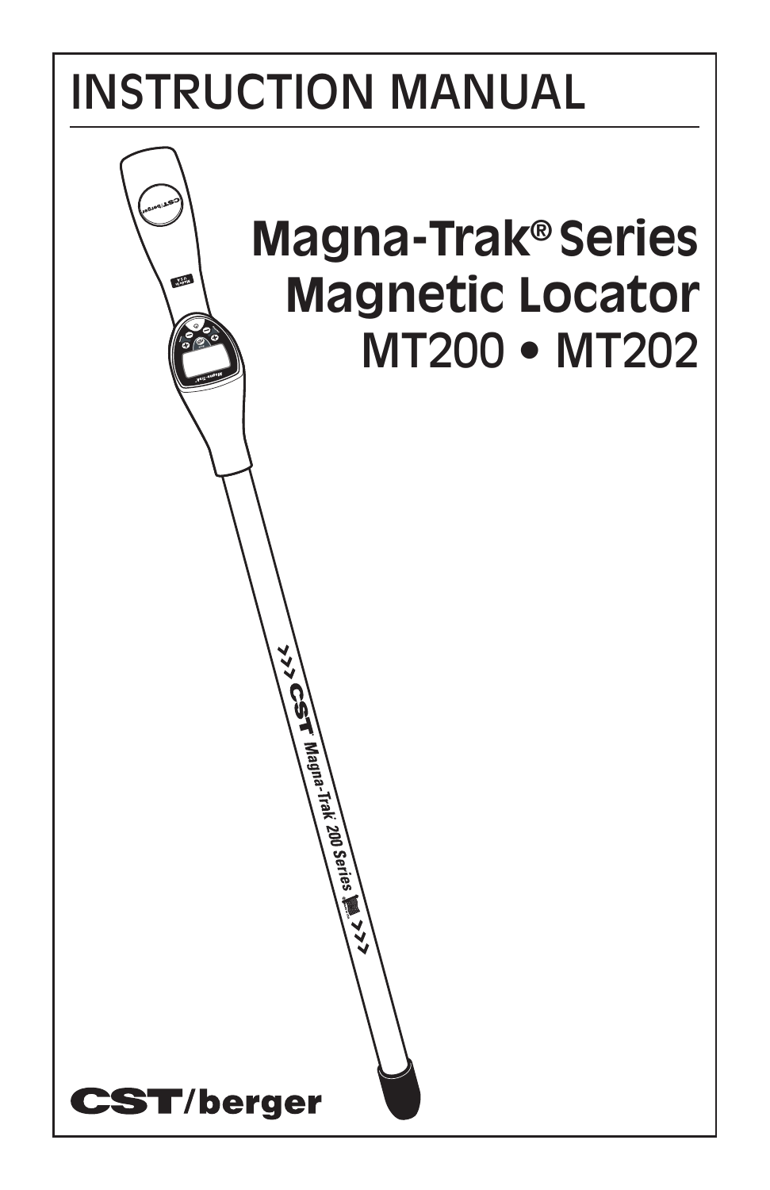# INSTRUCTION MANUAL

## Magna-Trak® Series Magnetic Locator

## MT200 • MT202

**CST/berger**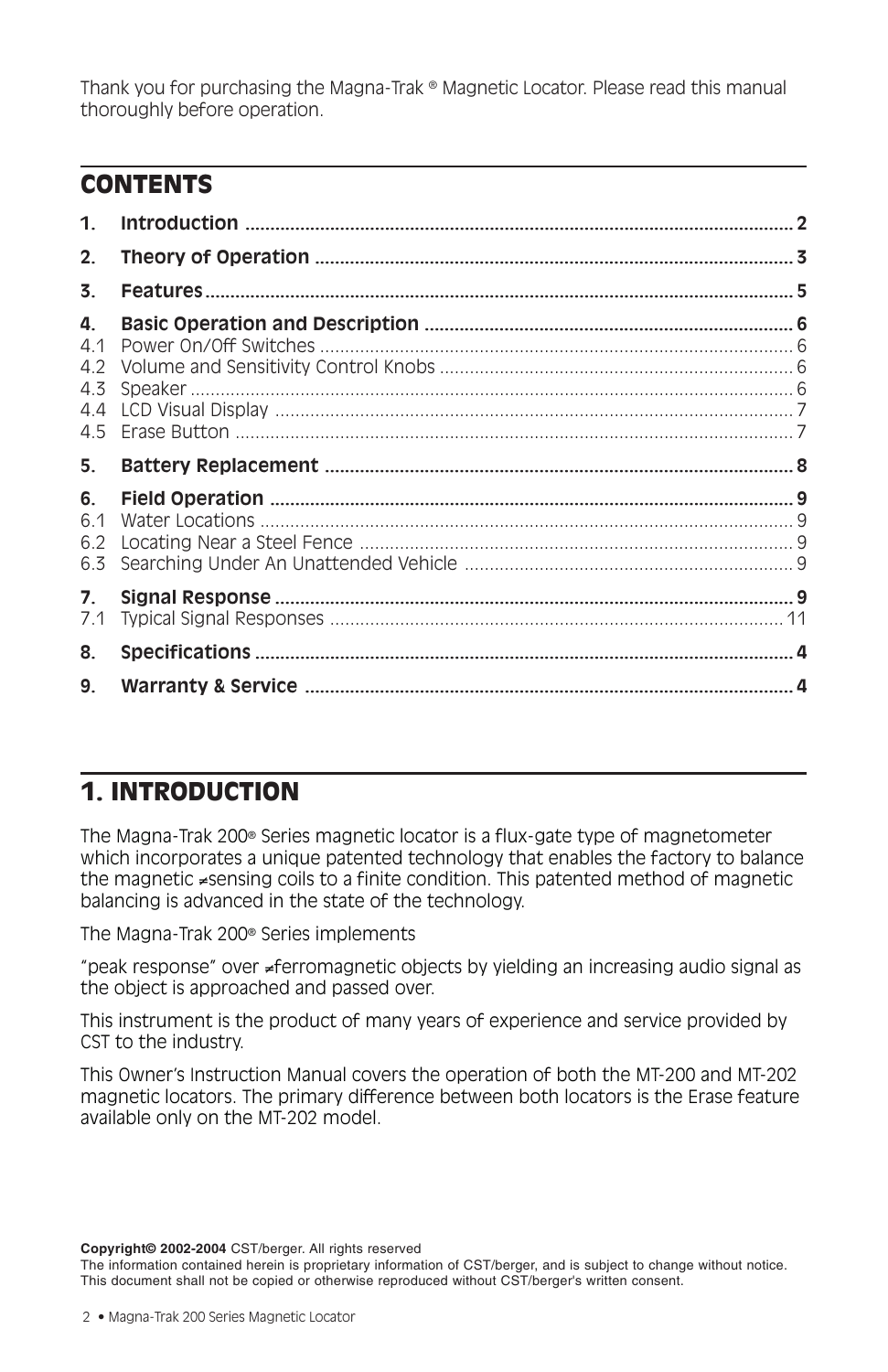Thank you for purchasing the Magna-Trak ® Magnetic Locator. Please read this manual thoroughly before operation.

## CONTENTS

| | | |
|---|---|---|
| **1.** | **Introduction** | **2** |
| **2.** | **Theory of Operation** | **3** |
| **3.** | **Features** | **5** |
| **4.** | **Basic Operation and Description** | **6** |
| 4.1 | Power On/Off Switches | 6 |
| 4.2 | Volume and Sensitivity Control Knobs | 6 |
| 4.3 | Speaker | 6 |
| 4.4 | LCD Visual Display | 7 |
| 4.5 | Erase Button | 7 |
| **5.** | **Battery Replacement** | **8** |
| **6.** | **Field Operation** | **9** |
| 6.1 | Water Locations | 9 |
| 6.2 | Locating Near a Steel Fence | 9 |
| 6.3 | Searching Under An Unattended Vehicle | 9 |
| **7.** | **Signal Response** | **9** |
| 7.1 | Typical Signal Responses | 11 |
| **8.** | **Specifications** | **4** |
| **9.** | **Warranty & Service** | **4** |

## 1. INTRODUCTION

The Magna-Trak 200® Series magnetic locator is a flux-gate type of magnetometer which incorporates a unique patented technology that enables the factory to balance the magnetic ≠sensing coils to a finite condition. This patented method of magnetic balancing is advanced in the state of the technology.

The Magna-Trak 200® Series implements

"peak response" over ≠ferromagnetic objects by yielding an increasing audio signal as the object is approached and passed over.

This instrument is the product of many years of experience and service provided by CST to the industry.

This Owner's Instruction Manual covers the operation of both the MT-200 and MT-202 magnetic locators. The primary difference between both locators is the Erase feature available only on the MT-202 model.

**Copyright© 2002-2004** CST/berger. All rights reserved
The information contained herein is proprietary information of CST/berger, and is subject to change without notice. This document shall not be copied or otherwise reproduced without CST/berger's written consent.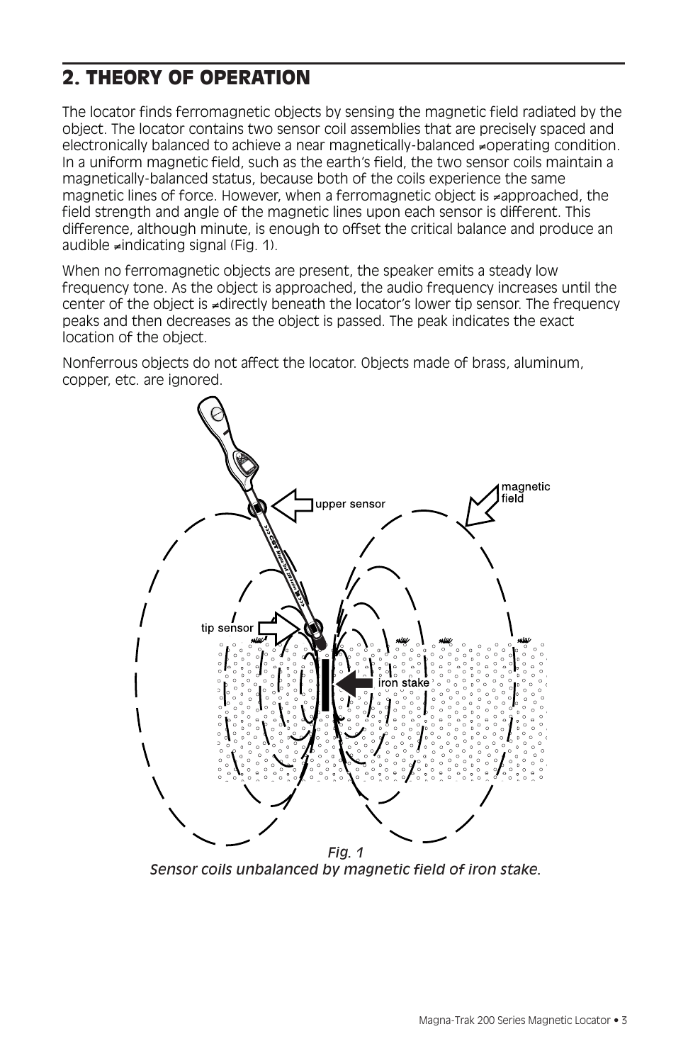## 2. THEORY OF OPERATION

The locator finds ferromagnetic objects by sensing the magnetic field radiated by the object. The locator contains two sensor coil assemblies that are precisely spaced and electronically balanced to achieve a near magnetically-balanced ≠operating condition. In a uniform magnetic field, such as the earth's field, the two sensor coils maintain a magnetically-balanced status, because both of the coils experience the same magnetic lines of force. However, when a ferromagnetic object is ≠approached, the field strength and angle of the magnetic lines upon each sensor is different. This difference, although minute, is enough to offset the critical balance and produce an audible ≠indicating signal (Fig. 1).

When no ferromagnetic objects are present, the speaker emits a steady low frequency tone. As the object is approached, the audio frequency increases until the center of the object is ≠directly beneath the locator's lower tip sensor. The frequency peaks and then decreases as the object is passed. The peak indicates the exact location of the object.

Nonferrous objects do not affect the locator. Objects made of brass, aluminum, copper, etc. are ignored.

upper sensor

magnetic field

tip sensor

iron stake

*Fig. 1*
*Sensor coils unbalanced by magnetic field of iron stake.*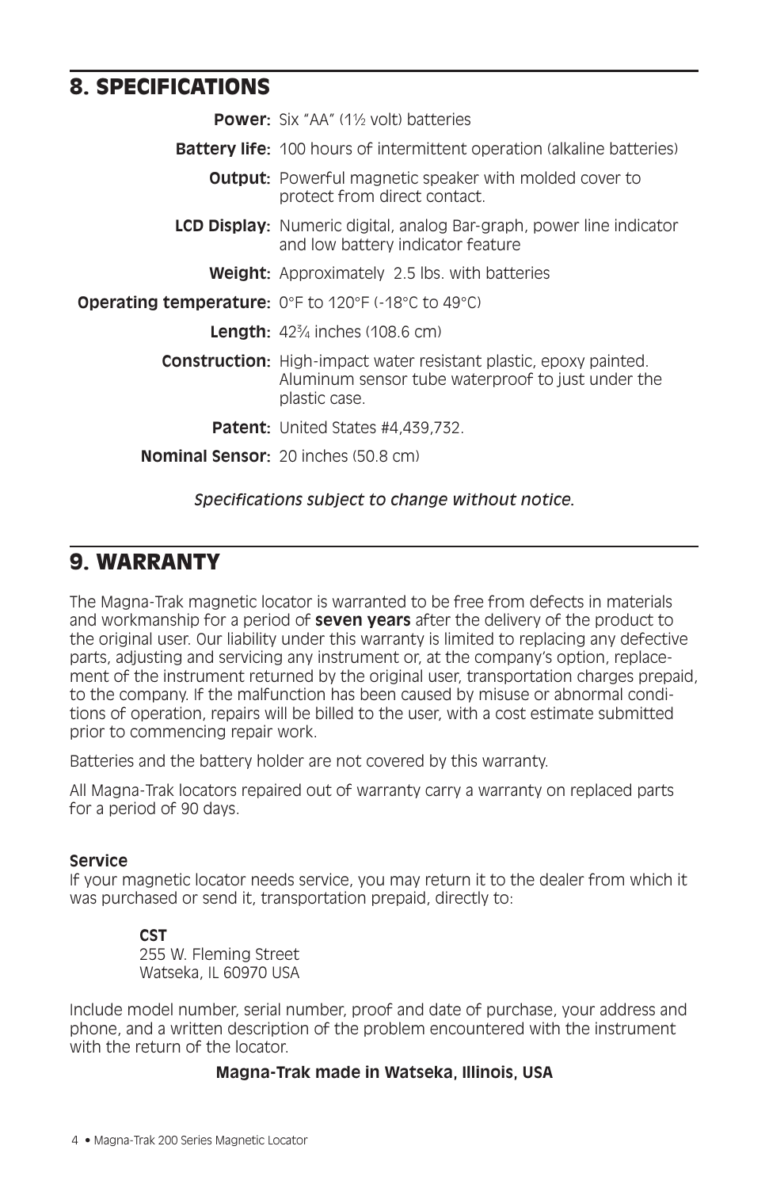## 8. SPECIFICATIONS

| | |
|---|---|
| **Power:** | Six "AA" (1½ volt) batteries |
| **Battery life:** | 100 hours of intermittent operation (alkaline batteries) |
| **Output:** | Powerful magnetic speaker with molded cover to protect from direct contact. |
| **LCD Display:** | Numeric digital, analog Bar-graph, power line indicator and low battery indicator feature |
| **Weight:** | Approximately 2.5 lbs. with batteries |
| **Operating temperature:** | 0°F to 120°F (-18°C to 49°C) |
| **Length:** | 42¾ inches (108.6 cm) |
| **Construction:** | High-impact water resistant plastic, epoxy painted. Aluminum sensor tube waterproof to just under the plastic case. |
| **Patent:** | United States #4,439,732. |
| **Nominal Sensor:** | 20 inches (50.8 cm) |

*Specifications subject to change without notice.*

## 9. WARRANTY

The Magna-Trak magnetic locator is warranted to be free from defects in materials and workmanship for a period of **seven years** after the delivery of the product to the original user. Our liability under this warranty is limited to replacing any defective parts, adjusting and servicing any instrument or, at the company's option, replacement of the instrument returned by the original user, transportation charges prepaid, to the company. If the malfunction has been caused by misuse or abnormal conditions of operation, repairs will be billed to the user, with a cost estimate submitted prior to commencing repair work.

Batteries and the battery holder are not covered by this warranty.

All Magna-Trak locators repaired out of warranty carry a warranty on replaced parts for a period of 90 days.

### Service

If your magnetic locator needs service, you may return it to the dealer from which it was purchased or send it, transportation prepaid, directly to:

**CST**
255 W. Fleming Street
Watseka, IL 60970 USA

Include model number, serial number, proof and date of purchase, your address and phone, and a written description of the problem encountered with the instrument with the return of the locator.

**Magna-Trak made in Watseka, Illinois, USA**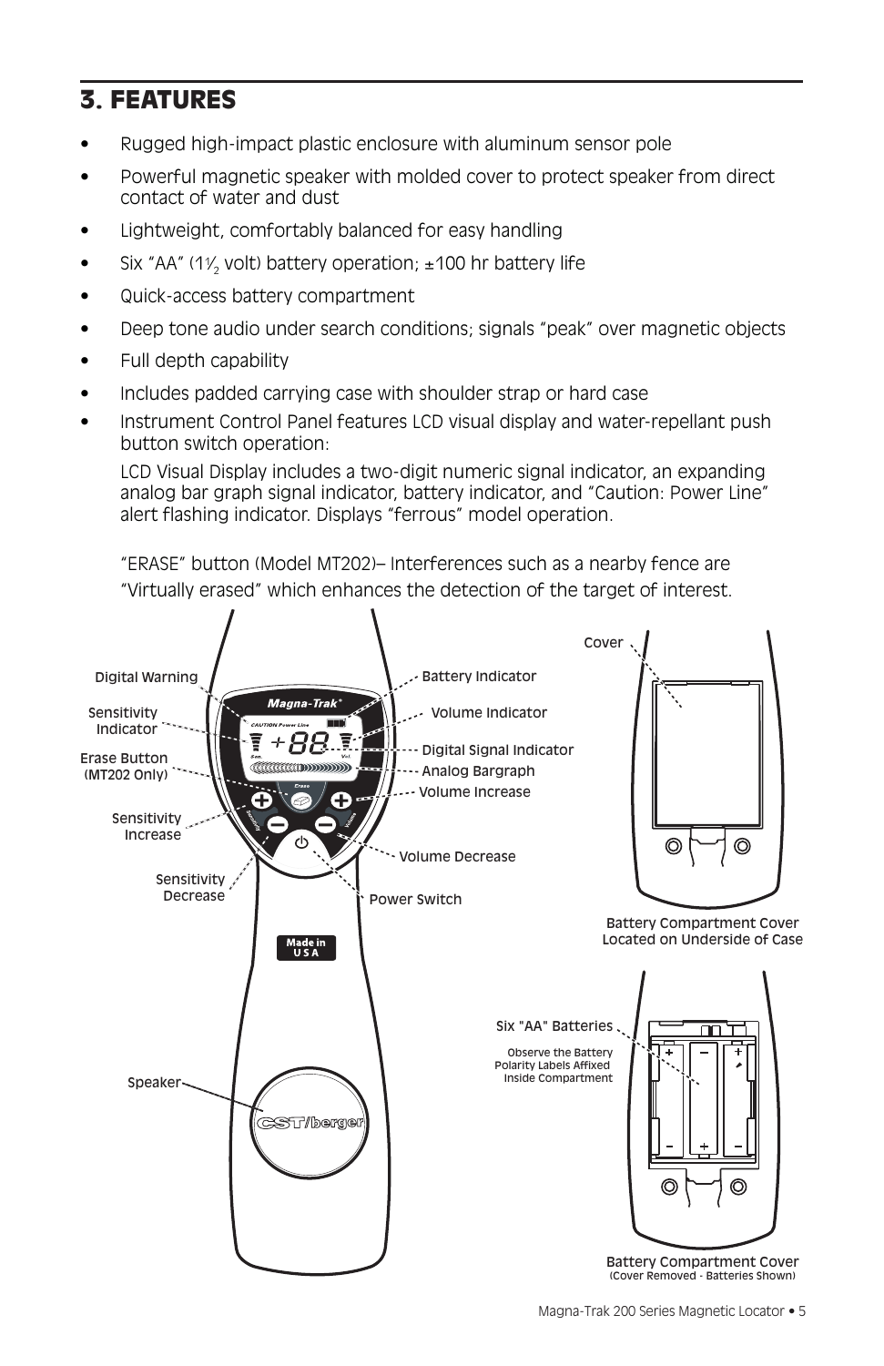# 3. FEATURES

- Rugged high-impact plastic enclosure with aluminum sensor pole
- Powerful magnetic speaker with molded cover to protect speaker from direct contact of water and dust
- Lightweight, comfortably balanced for easy handling
- Six "AA" (1½ volt) battery operation; ±100 hr battery life
- Quick-access battery compartment
- Deep tone audio under search conditions; signals "peak" over magnetic objects
- Full depth capability
- Includes padded carrying case with shoulder strap or hard case
- Instrument Control Panel features LCD visual display and water-repellant push button switch operation:

  LCD Visual Display includes a two-digit numeric signal indicator, an expanding analog bar graph signal indicator, battery indicator, and "Caution: Power Line" alert flashing indicator. Displays "ferrous" model operation.

  "ERASE" button (Model MT202)– Interferences such as a nearby fence are "Virtually erased" which enhances the detection of the target of interest.

Digital Warning

Sensitivity Indicator

Erase Button (MT202 Only)

Sensitivity Increase

Sensitivity Decrease

Battery Indicator

Volume Indicator

Digital Signal Indicator

Analog Bargraph

Volume Increase

Volume Decrease

Power Switch

Speaker

Cover

Battery Compartment Cover Located on Underside of Case

Six "AA" Batteries

Observe the Battery Polarity Labels Affixed Inside Compartment

Battery Compartment Cover (Cover Removed - Batteries Shown)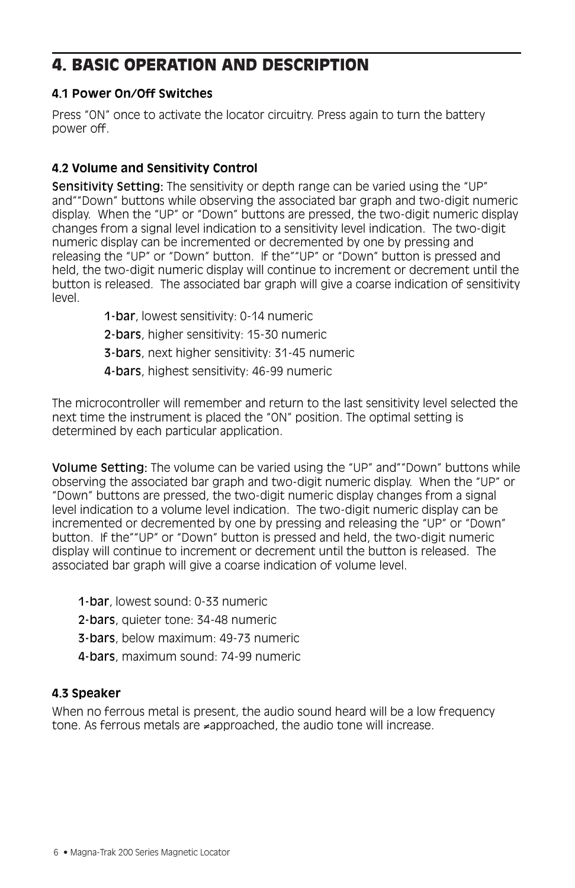# 4. BASIC OPERATION AND DESCRIPTION

### 4.1 Power On/Off Switches

Press "ON" once to activate the locator circuitry. Press again to turn the battery power off.

### 4.2 Volume and Sensitivity Control

**Sensitivity Setting:** The sensitivity or depth range can be varied using the "UP" and""Down" buttons while observing the associated bar graph and two-digit numeric display. When the "UP" or "Down" buttons are pressed, the two-digit numeric display changes from a signal level indication to a sensitivity level indication. The two-digit numeric display can be incremented or decremented by one by pressing and releasing the "UP" or "Down" button. If the""UP" or "Down" button is pressed and held, the two-digit numeric display will continue to increment or decrement until the button is released. The associated bar graph will give a coarse indication of sensitivity level.

**1-bar**, lowest sensitivity: 0-14 numeric

**2-bars**, higher sensitivity: 15-30 numeric

**3-bars**, next higher sensitivity: 31-45 numeric

**4-bars**, highest sensitivity: 46-99 numeric

The microcontroller will remember and return to the last sensitivity level selected the next time the instrument is placed the "ON" position. The optimal setting is determined by each particular application.

**Volume Setting:** The volume can be varied using the "UP" and""Down" buttons while observing the associated bar graph and two-digit numeric display. When the "UP" or "Down" buttons are pressed, the two-digit numeric display changes from a signal level indication to a volume level indication. The two-digit numeric display can be incremented or decremented by one by pressing and releasing the "UP" or "Down" button. If the""UP" or "Down" button is pressed and held, the two-digit numeric display will continue to increment or decrement until the button is released. The associated bar graph will give a coarse indication of volume level.

**1-bar**, lowest sound: 0-33 numeric

**2-bars**, quieter tone: 34-48 numeric

**3-bars**, below maximum: 49-73 numeric

**4-bars**, maximum sound: 74-99 numeric

### 4.3 Speaker

When no ferrous metal is present, the audio sound heard will be a low frequency tone. As ferrous metals are ≠approached, the audio tone will increase.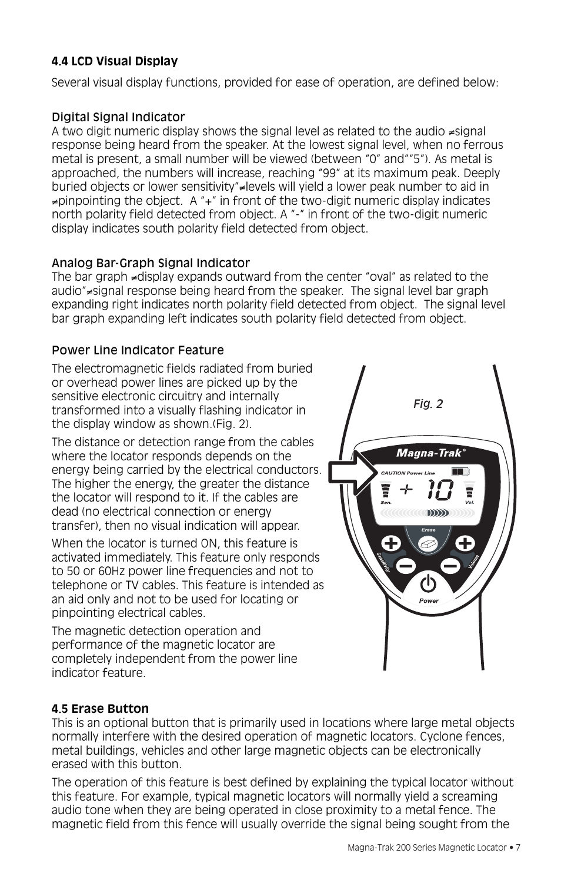### 4.4 LCD Visual Display

Several visual display functions, provided for ease of operation, are defined below:

#### Digital Signal Indicator

A two digit numeric display shows the signal level as related to the audio ≠signal response being heard from the speaker. At the lowest signal level, when no ferrous metal is present, a small number will be viewed (between "0" and""5"). As metal is approached, the numbers will increase, reaching "99" at its maximum peak. Deeply buried objects or lower sensitivity"≠levels will yield a lower peak number to aid in ≠pinpointing the object. A "+" in front of the two-digit numeric display indicates north polarity field detected from object. A "-" in front of the two-digit numeric display indicates south polarity field detected from object.

#### Analog Bar-Graph Signal Indicator

The bar graph ≠display expands outward from the center "oval" as related to the audio"≠signal response being heard from the speaker. The signal level bar graph expanding right indicates north polarity field detected from object. The signal level bar graph expanding left indicates south polarity field detected from object.

#### Power Line Indicator Feature

The electromagnetic fields radiated from buried or overhead power lines are picked up by the sensitive electronic circuitry and internally transformed into a visually flashing indicator in the display window as shown.(Fig. 2).

The distance or detection range from the cables where the locator responds depends on the energy being carried by the electrical conductors. The higher the energy, the greater the distance the locator will respond to it. If the cables are dead (no electrical connection or energy transfer), then no visual indication will appear.

When the locator is turned ON, this feature is activated immediately. This feature only responds to 50 or 60Hz power line frequencies and not to telephone or TV cables. This feature is intended as an aid only and not to be used for locating or pinpointing electrical cables.

The magnetic detection operation and performance of the magnetic locator are completely independent from the power line indicator feature.

*Fig. 2*

### 4.5 Erase Button

This is an optional button that is primarily used in locations where large metal objects normally interfere with the desired operation of magnetic locators. Cyclone fences, metal buildings, vehicles and other large magnetic objects can be electronically erased with this button.

The operation of this feature is best defined by explaining the typical locator without this feature. For example, typical magnetic locators will normally yield a screaming audio tone when they are being operated in close proximity to a metal fence. The magnetic field from this fence will usually override the signal being sought from the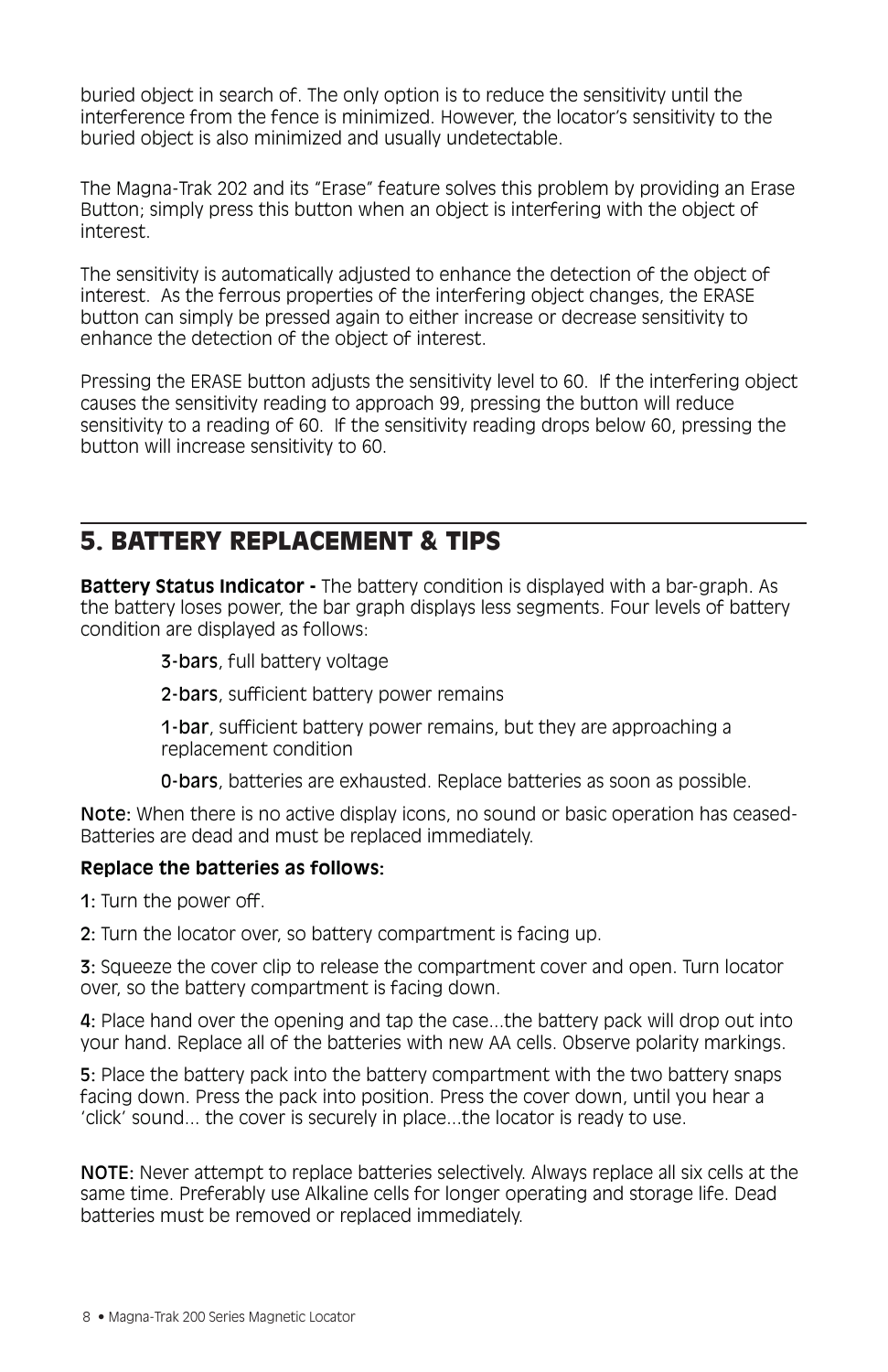buried object in search of. The only option is to reduce the sensitivity until the interference from the fence is minimized. However, the locator's sensitivity to the buried object is also minimized and usually undetectable.

The Magna-Trak 202 and its "Erase" feature solves this problem by providing an Erase Button; simply press this button when an object is interfering with the object of interest.

The sensitivity is automatically adjusted to enhance the detection of the object of interest. As the ferrous properties of the interfering object changes, the ERASE button can simply be pressed again to either increase or decrease sensitivity to enhance the detection of the object of interest.

Pressing the ERASE button adjusts the sensitivity level to 60. If the interfering object causes the sensitivity reading to approach 99, pressing the button will reduce sensitivity to a reading of 60. If the sensitivity reading drops below 60, pressing the button will increase sensitivity to 60.

## 5. BATTERY REPLACEMENT & TIPS

**Battery Status Indicator -** The battery condition is displayed with a bar-graph. As the battery loses power, the bar graph displays less segments. Four levels of battery condition are displayed as follows:

**3-bars**, full battery voltage

**2-bars**, sufficient battery power remains

**1-bar**, sufficient battery power remains, but they are approaching a replacement condition

**0-bars**, batteries are exhausted. Replace batteries as soon as possible.

**Note:** When there is no active display icons, no sound or basic operation has ceased- Batteries are dead and must be replaced immediately.

**Replace the batteries as follows:**

**1:** Turn the power off.

**2:** Turn the locator over, so battery compartment is facing up.

**3:** Squeeze the cover clip to release the compartment cover and open. Turn locator over, so the battery compartment is facing down.

**4:** Place hand over the opening and tap the case...the battery pack will drop out into your hand. Replace all of the batteries with new AA cells. Observe polarity markings.

**5:** Place the battery pack into the battery compartment with the two battery snaps facing down. Press the pack into position. Press the cover down, until you hear a 'click' sound... the cover is securely in place...the locator is ready to use.

**NOTE:** Never attempt to replace batteries selectively. Always replace all six cells at the same time. Preferably use Alkaline cells for longer operating and storage life. Dead batteries must be removed or replaced immediately.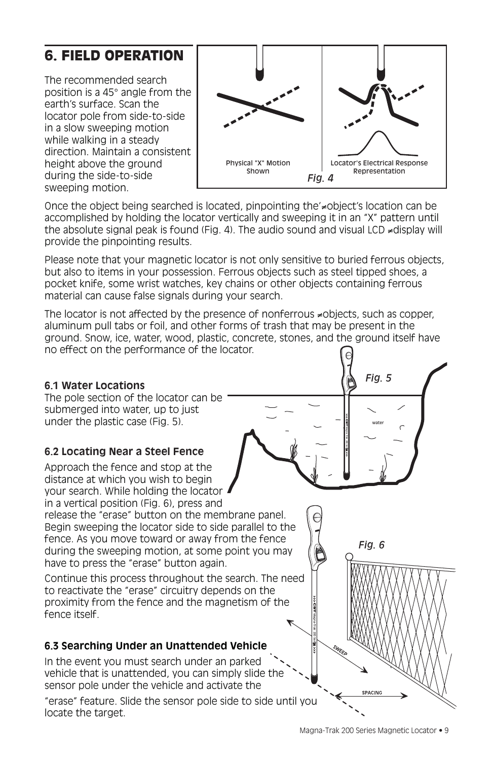# 6. FIELD OPERATION

The recommended search position is a 45° angle from the earth's surface. Scan the locator pole from side-to-side in a slow sweeping motion while walking in a steady direction. Maintain a consistent height above the ground during the side-to-side sweeping motion.

Physical "X" Motion Shown

Locator's Electrical Response Representation

*Fig. 4*

Once the object being searched is located, pinpointing the'≠object's location can be accomplished by holding the locator vertically and sweeping it in an "X" pattern until the absolute signal peak is found (Fig. 4). The audio sound and visual LCD ≠display will provide the pinpointing results.

Please note that your magnetic locator is not only sensitive to buried ferrous objects, but also to items in your possession. Ferrous objects such as steel tipped shoes, a pocket knife, some wrist watches, key chains or other objects containing ferrous material can cause false signals during your search.

The locator is not affected by the presence of nonferrous ≠objects, such as copper, aluminum pull tabs or foil, and other forms of trash that may be present in the ground. Snow, ice, water, wood, plastic, concrete, stones, and the ground itself have no effect on the performance of the locator.

### 6.1 Water Locations

The pole section of the locator can be submerged into water, up to just under the plastic case (Fig. 5).

*Fig. 5*

### 6.2 Locating Near a Steel Fence

Approach the fence and stop at the distance at which you wish to begin your search. While holding the locator in a vertical position (Fig. 6), press and release the "erase" button on the membrane panel. Begin sweeping the locator side to side parallel to the fence. As you move toward or away from the fence during the sweeping motion, at some point you may have to press the "erase" button again.

Continue this process throughout the search. The need to reactivate the "erase" circuitry depends on the proximity from the fence and the magnetism of the fence itself.

*Fig. 6*

### 6.3 Searching Under an Unattended Vehicle

In the event you must search under an parked vehicle that is unattended, you can simply slide the sensor pole under the vehicle and activate the "erase" feature. Slide the sensor pole side to side until you locate the target.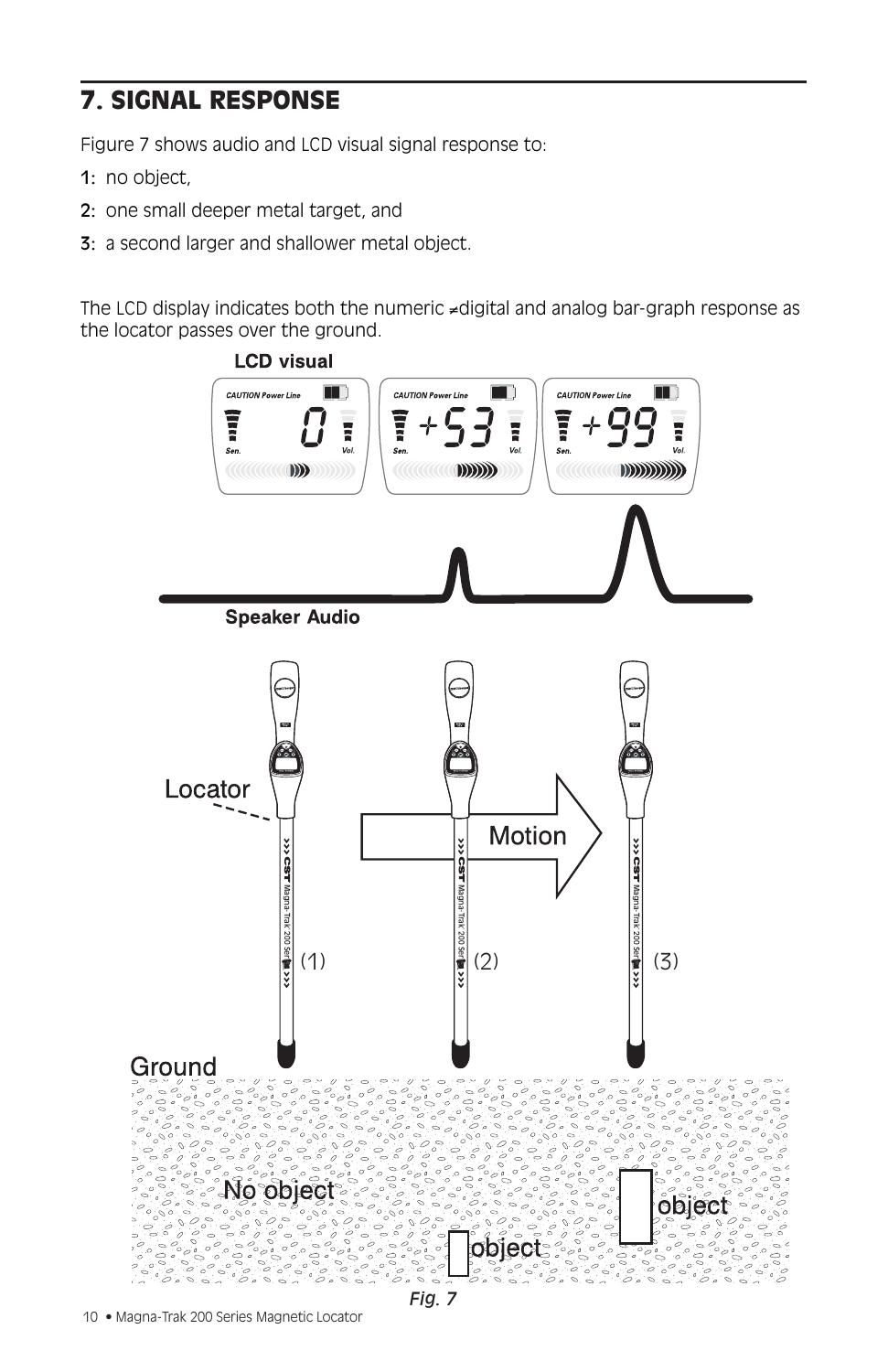# 7. SIGNAL RESPONSE

Figure 7 shows audio and LCD visual signal response to:

1: no object,

2: one small deeper metal target, and

3: a second larger and shallower metal object.

The LCD display indicates both the numeric ≠digital and analog bar-graph response as the locator passes over the ground.

LCD visual

CAUTION Power Line | Sen. | Vol. | 0

CAUTION Power Line | Sen. | Vol. | +53

CAUTION Power Line | Sen. | Vol. | +99

Speaker Audio

Locator

Motion

(1) (2) (3)

Ground

No object

object

object

*Fig. 7*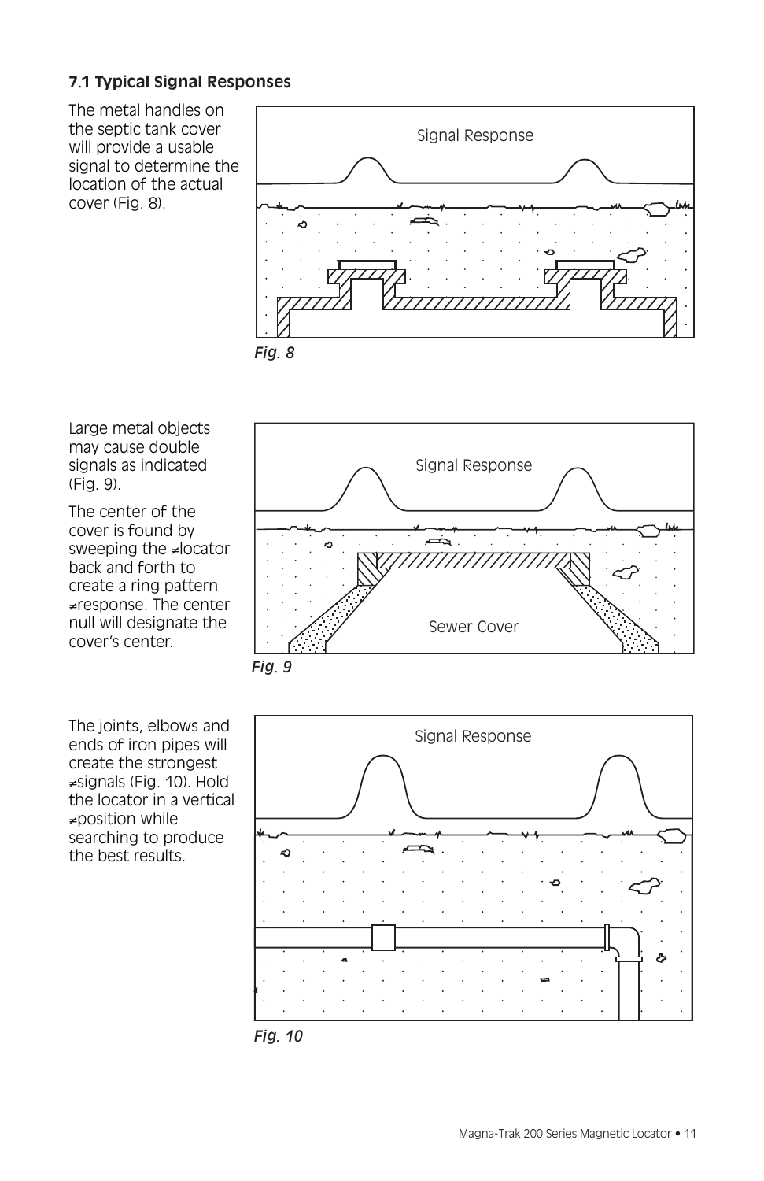### 7.1 Typical Signal Responses

The metal handles on the septic tank cover will provide a usable signal to determine the location of the actual cover (Fig. 8).

Signal Response

*Fig. 8*

Large metal objects may cause double signals as indicated (Fig. 9).

The center of the cover is found by sweeping the ≠locator back and forth to create a ring pattern ≠response. The center null will designate the cover's center.

Signal Response

Sewer Cover

*Fig. 9*

The joints, elbows and ends of iron pipes will create the strongest ≠signals (Fig. 10). Hold the locator in a vertical ≠position while searching to produce the best results.

Signal Response

*Fig. 10*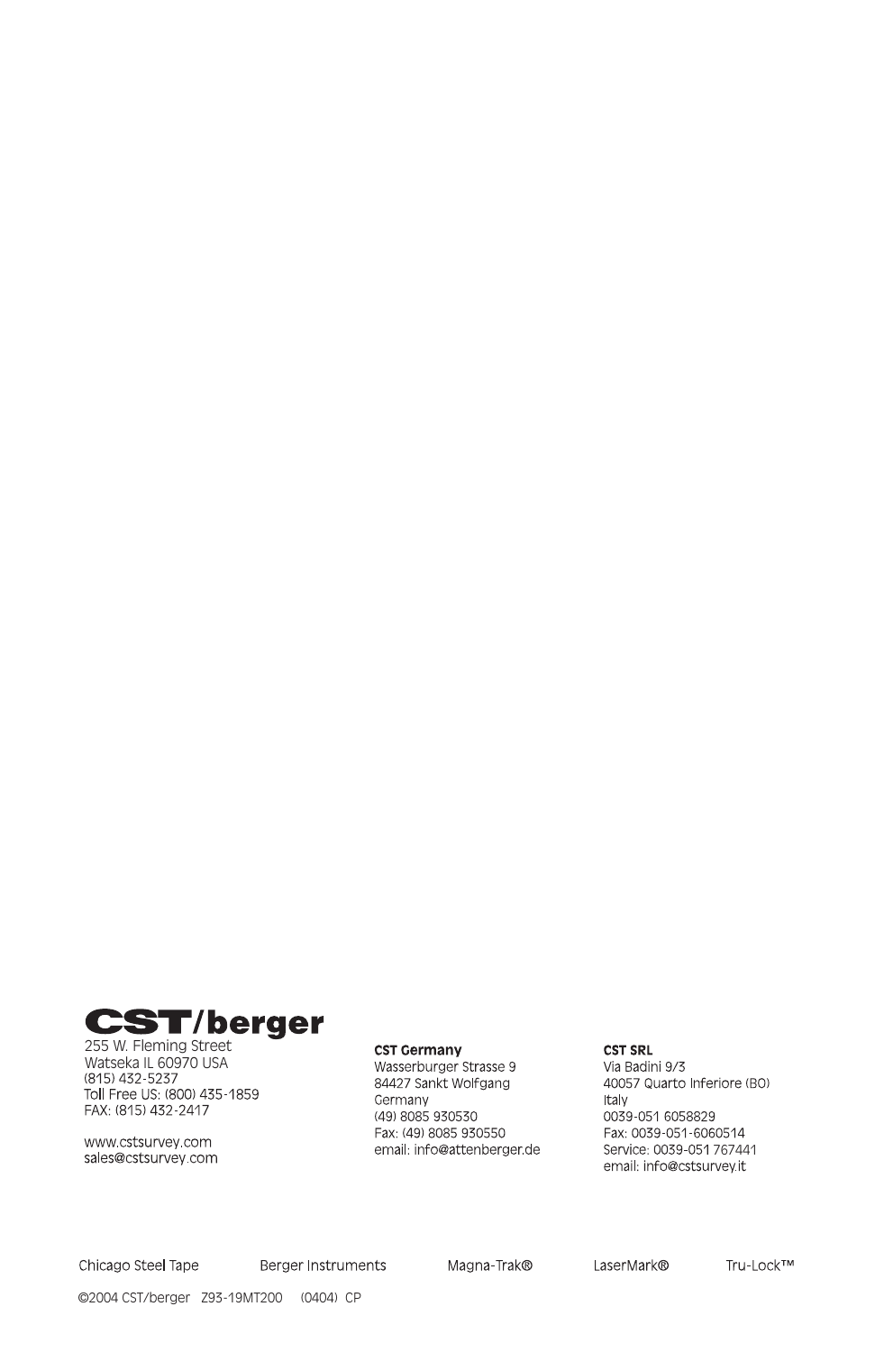**CST/berger**

255 W. Fleming Street
Watseka IL 60970 USA
(815) 432-5237
Toll Free US: (800) 435-1859
FAX: (815) 432-2417

www.cstsurvey.com
sales@cstsurvey.com

**CST Germany**
Wasserburger Strasse 9
84427 Sankt Wolfgang
Germany
(49) 8085 930530
Fax: (49) 8085 930550
email: info@attenberger.de

**CST SRL**
Via Badini 9/3
40057 Quarto Inferiore (BO)
Italy
0039-051 6058829
Fax: 0039-051-6060514
Service: 0039-051 767441
email: info@cstsurvey.it

Chicago Steel Tape Berger Instruments Magna-Trak® LaserMark® Tru-Lock™

©2004 CST/berger Z93-19MT200 (0404) CP